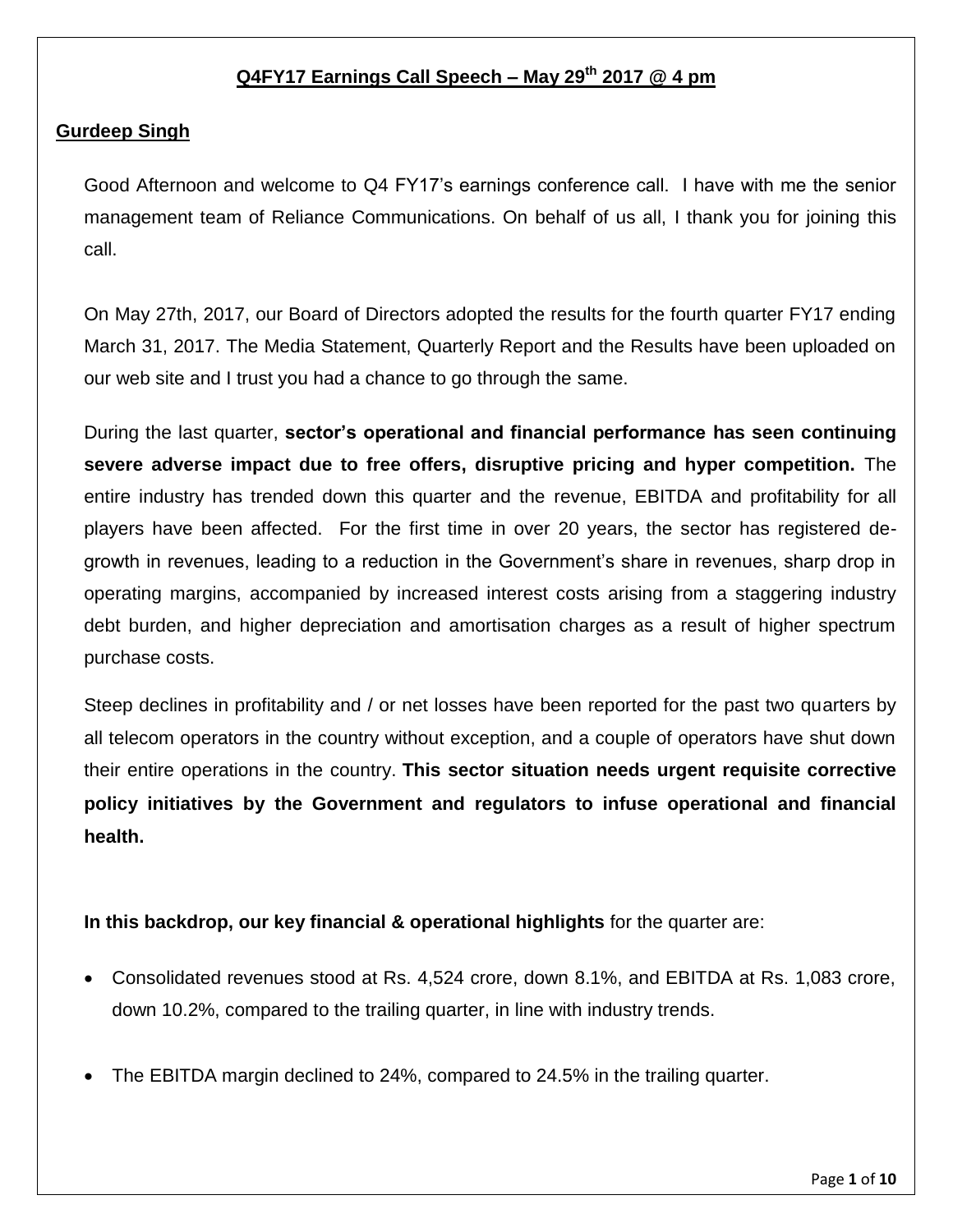# Q4FY17 Earnings Call Speech – May 29th 2017 @ 4 pm

## Gurdeep Singh

Good Afternoon and welcome to Q4 FY17's earnings conference call. I have with me the senior management team of Reliance Communications. On behalf of us all, I thank you for joining this call.

On May 27th, 2017, our Board of Directors adopted the results for the fourth quarter FY17 ending March 31, 2017. The Media Statement, Quarterly Report and the Results have been uploaded on our web site and I trust you had a chance to go through the same.

During the last quarter, **sector's operational and financial performance has seen continuing severe adverse impact due to free offers, disruptive pricing and hyper competition.** The entire industry has trended down this quarter and the revenue, EBITDA and profitability for all players have been affected. For the first time in over 20 years, the sector has registered de-growth in revenues, leading to a reduction in the Government's share in revenues, sharp drop in operating margins, accompanied by increased interest costs arising from a staggering industry debt burden, and higher depreciation and amortisation charges as a result of higher spectrum purchase costs.

Steep declines in profitability and / or net losses have been reported for the past two quarters by all telecom operators in the country without exception, and a couple of operators have shut down their entire operations in the country. **This sector situation needs urgent requisite corrective policy initiatives by the Government and regulators to infuse operational and financial health.**

**In this backdrop, our key financial & operational highlights** for the quarter are:

- Consolidated revenues stood at Rs. 4,524 crore, down 8.1%, and EBITDA at Rs. 1,083 crore, down 10.2%, compared to the trailing quarter, in line with industry trends.
- The EBITDA margin declined to 24%, compared to 24.5% in the trailing quarter.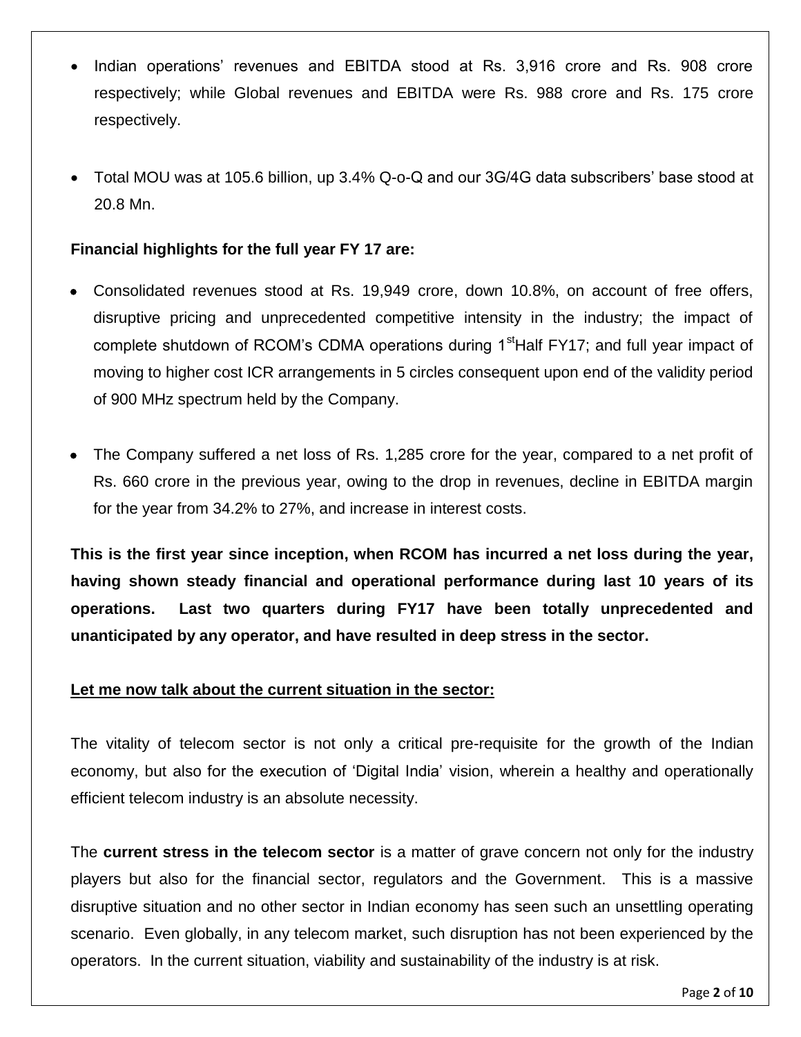- Indian operations' revenues and EBITDA stood at Rs. 3,916 crore and Rs. 908 crore respectively; while Global revenues and EBITDA were Rs. 988 crore and Rs. 175 crore respectively.

- Total MOU was at 105.6 billion, up 3.4% Q-o-Q and our 3G/4G data subscribers' base stood at 20.8 Mn.

**Financial highlights for the full year FY 17 are:**

- Consolidated revenues stood at Rs. 19,949 crore, down 10.8%, on account of free offers, disruptive pricing and unprecedented competitive intensity in the industry; the impact of complete shutdown of RCOM's CDMA operations during 1st Half FY17; and full year impact of moving to higher cost ICR arrangements in 5 circles consequent upon end of the validity period of 900 MHz spectrum held by the Company.

- The Company suffered a net loss of Rs. 1,285 crore for the year, compared to a net profit of Rs. 660 crore in the previous year, owing to the drop in revenues, decline in EBITDA margin for the year from 34.2% to 27%, and increase in interest costs.

**This is the first year since inception, when RCOM has incurred a net loss during the year, having shown steady financial and operational performance during last 10 years of its operations. Last two quarters during FY17 have been totally unprecedented and unanticipated by any operator, and have resulted in deep stress in the sector.**

**Let me now talk about the current situation in the sector:**

The vitality of telecom sector is not only a critical pre-requisite for the growth of the Indian economy, but also for the execution of 'Digital India' vision, wherein a healthy and operationally efficient telecom industry is an absolute necessity.

The **current stress in the telecom sector** is a matter of grave concern not only for the industry players but also for the financial sector, regulators and the Government. This is a massive disruptive situation and no other sector in Indian economy has seen such an unsettling operating scenario. Even globally, in any telecom market, such disruption has not been experienced by the operators. In the current situation, viability and sustainability of the industry is at risk.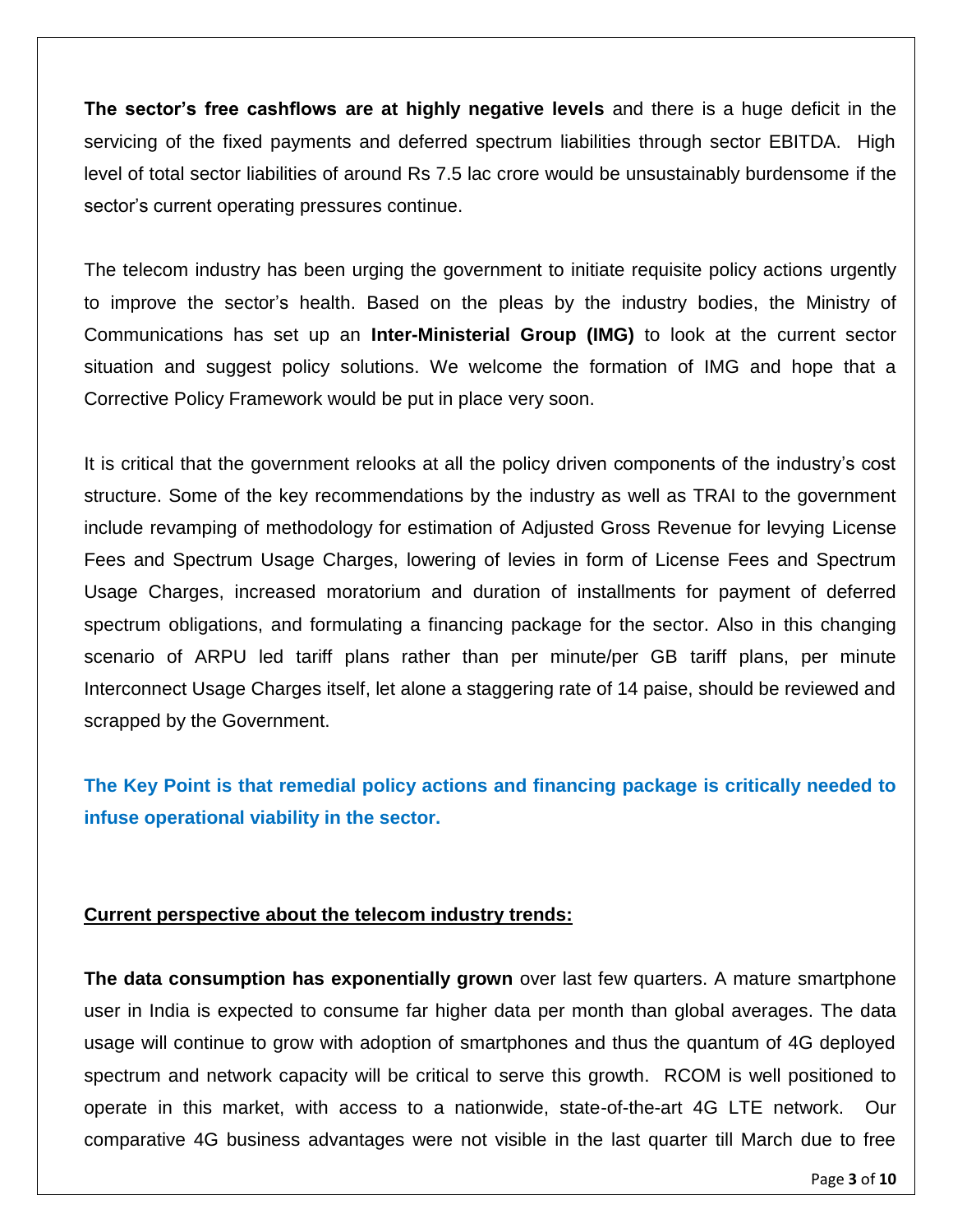**The sector's free cashflows are at highly negative levels** and there is a huge deficit in the servicing of the fixed payments and deferred spectrum liabilities through sector EBITDA. High level of total sector liabilities of around Rs 7.5 lac crore would be unsustainably burdensome if the sector's current operating pressures continue.

The telecom industry has been urging the government to initiate requisite policy actions urgently to improve the sector's health. Based on the pleas by the industry bodies, the Ministry of Communications has set up an **Inter-Ministerial Group (IMG)** to look at the current sector situation and suggest policy solutions. We welcome the formation of IMG and hope that a Corrective Policy Framework would be put in place very soon.

It is critical that the government relooks at all the policy driven components of the industry's cost structure. Some of the key recommendations by the industry as well as TRAI to the government include revamping of methodology for estimation of Adjusted Gross Revenue for levying License Fees and Spectrum Usage Charges, lowering of levies in form of License Fees and Spectrum Usage Charges, increased moratorium and duration of installments for payment of deferred spectrum obligations, and formulating a financing package for the sector. Also in this changing scenario of ARPU led tariff plans rather than per minute/per GB tariff plans, per minute Interconnect Usage Charges itself, let alone a staggering rate of 14 paise, should be reviewed and scrapped by the Government.

**The Key Point is that remedial policy actions and financing package is critically needed to infuse operational viability in the sector.**

**Current perspective about the telecom industry trends:**

**The data consumption has exponentially grown** over last few quarters. A mature smartphone user in India is expected to consume far higher data per month than global averages. The data usage will continue to grow with adoption of smartphones and thus the quantum of 4G deployed spectrum and network capacity will be critical to serve this growth. RCOM is well positioned to operate in this market, with access to a nationwide, state-of-the-art 4G LTE network. Our comparative 4G business advantages were not visible in the last quarter till March due to free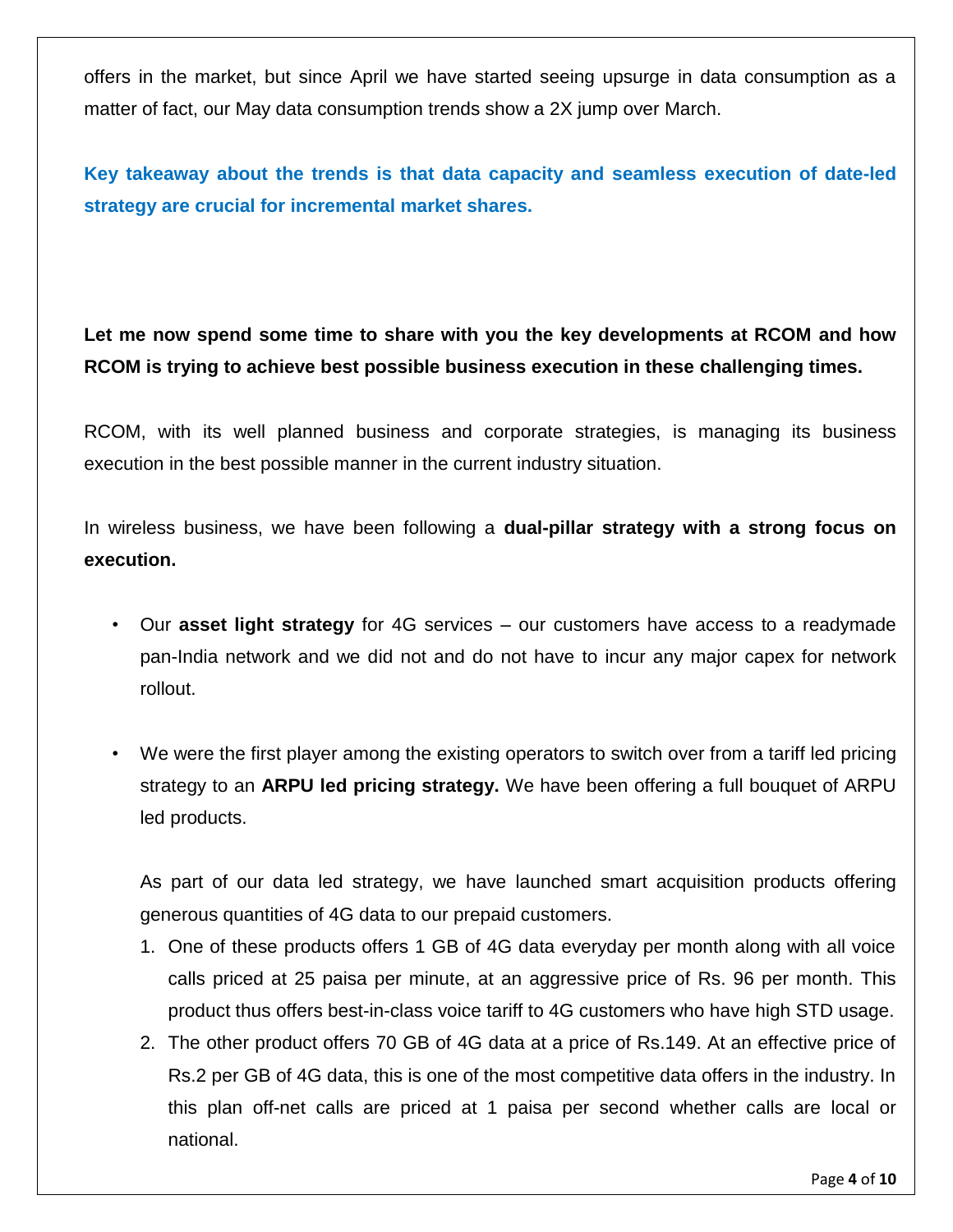offers in the market, but since April we have started seeing upsurge in data consumption as a matter of fact, our May data consumption trends show a 2X jump over March.

**Key takeaway about the trends is that data capacity and seamless execution of date-led strategy are crucial for incremental market shares.**

**Let me now spend some time to share with you the key developments at RCOM and how RCOM is trying to achieve best possible business execution in these challenging times.**

RCOM, with its well planned business and corporate strategies, is managing its business execution in the best possible manner in the current industry situation.

In wireless business, we have been following a **dual-pillar strategy with a strong focus on execution.**

- Our **asset light strategy** for 4G services – our customers have access to a readymade pan-India network and we did not and do not have to incur any major capex for network rollout.

- We were the first player among the existing operators to switch over from a tariff led pricing strategy to an **ARPU led pricing strategy.** We have been offering a full bouquet of ARPU led products.

  As part of our data led strategy, we have launched smart acquisition products offering generous quantities of 4G data to our prepaid customers.

  1. One of these products offers 1 GB of 4G data everyday per month along with all voice calls priced at 25 paisa per minute, at an aggressive price of Rs. 96 per month. This product thus offers best-in-class voice tariff to 4G customers who have high STD usage.
  2. The other product offers 70 GB of 4G data at a price of Rs.149. At an effective price of Rs.2 per GB of 4G data, this is one of the most competitive data offers in the industry. In this plan off-net calls are priced at 1 paisa per second whether calls are local or national.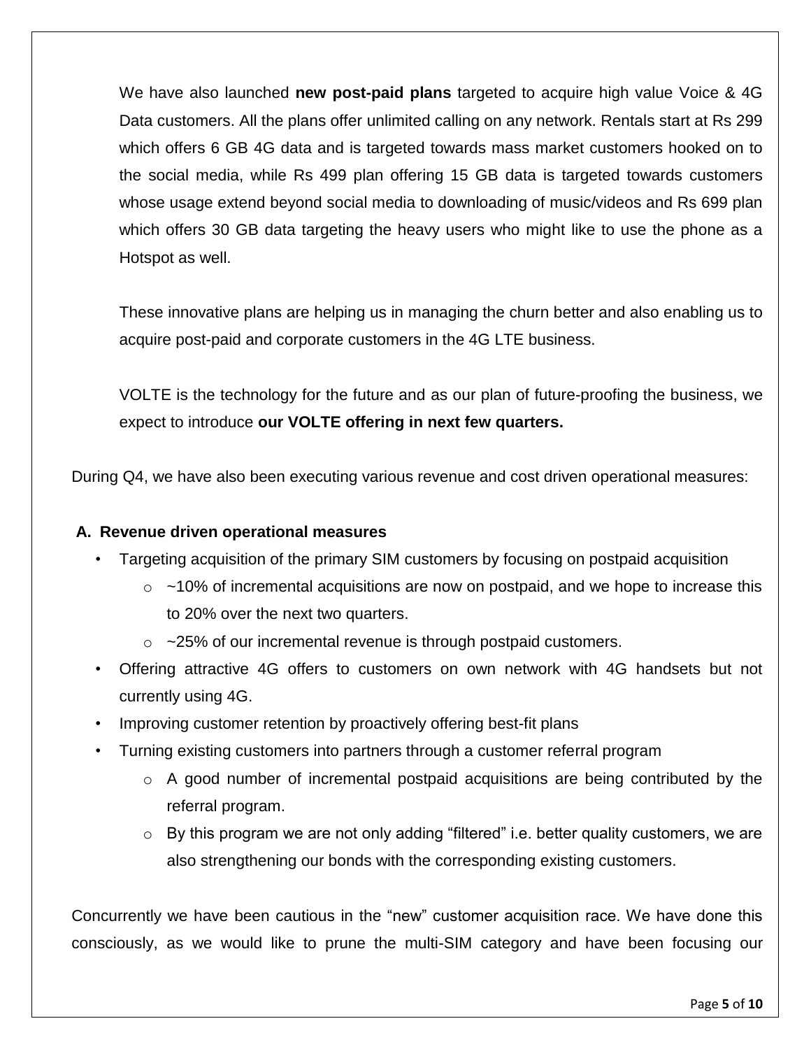We have also launched **new post-paid plans** targeted to acquire high value Voice & 4G Data customers. All the plans offer unlimited calling on any network. Rentals start at Rs 299 which offers 6 GB 4G data and is targeted towards mass market customers hooked on to the social media, while Rs 499 plan offering 15 GB data is targeted towards customers whose usage extend beyond social media to downloading of music/videos and Rs 699 plan which offers 30 GB data targeting the heavy users who might like to use the phone as a Hotspot as well.

These innovative plans are helping us in managing the churn better and also enabling us to acquire post-paid and corporate customers in the 4G LTE business.

VOLTE is the technology for the future and as our plan of future-proofing the business, we expect to introduce **our VOLTE offering in next few quarters.**

During Q4, we have also been executing various revenue and cost driven operational measures:

**A. Revenue driven operational measures**

- Targeting acquisition of the primary SIM customers by focusing on postpaid acquisition
  - ~10% of incremental acquisitions are now on postpaid, and we hope to increase this to 20% over the next two quarters.
  - ~25% of our incremental revenue is through postpaid customers.
- Offering attractive 4G offers to customers on own network with 4G handsets but not currently using 4G.
- Improving customer retention by proactively offering best-fit plans
- Turning existing customers into partners through a customer referral program
  - A good number of incremental postpaid acquisitions are being contributed by the referral program.
  - By this program we are not only adding "filtered" i.e. better quality customers, we are also strengthening our bonds with the corresponding existing customers.

Concurrently we have been cautious in the "new" customer acquisition race. We have done this consciously, as we would like to prune the multi-SIM category and have been focusing our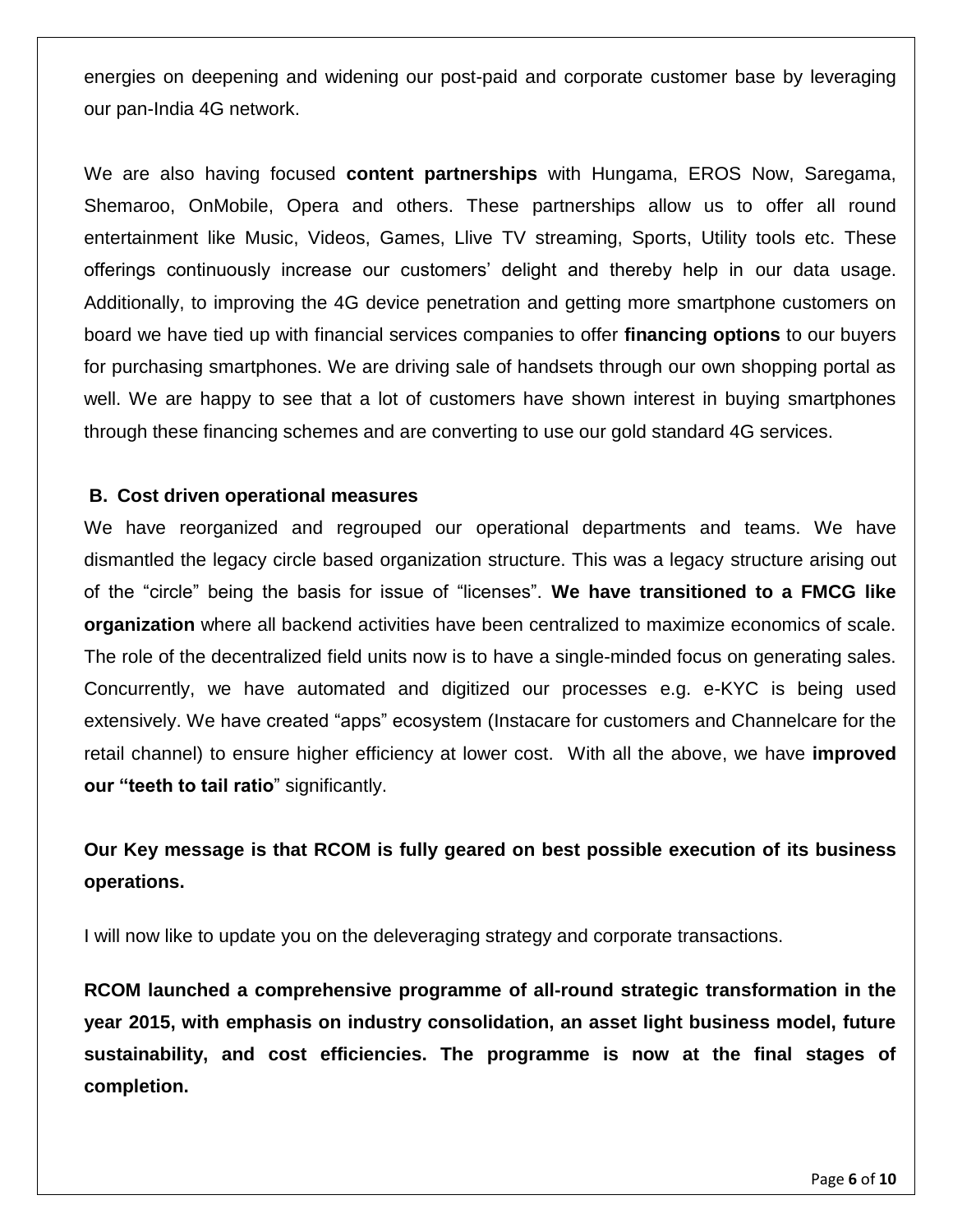energies on deepening and widening our post-paid and corporate customer base by leveraging our pan-India 4G network.

We are also having focused **content partnerships** with Hungama, EROS Now, Saregama, Shemaroo, OnMobile, Opera and others. These partnerships allow us to offer all round entertainment like Music, Videos, Games, Llive TV streaming, Sports, Utility tools etc. These offerings continuously increase our customers' delight and thereby help in our data usage. Additionally, to improving the 4G device penetration and getting more smartphone customers on board we have tied up with financial services companies to offer **financing options** to our buyers for purchasing smartphones. We are driving sale of handsets through our own shopping portal as well. We are happy to see that a lot of customers have shown interest in buying smartphones through these financing schemes and are converting to use our gold standard 4G services.

**B. Cost driven operational measures**

We have reorganized and regrouped our operational departments and teams. We have dismantled the legacy circle based organization structure. This was a legacy structure arising out of the "circle" being the basis for issue of "licenses". **We have transitioned to a FMCG like organization** where all backend activities have been centralized to maximize economics of scale. The role of the decentralized field units now is to have a single-minded focus on generating sales. Concurrently, we have automated and digitized our processes e.g. e-KYC is being used extensively. We have created "apps" ecosystem (Instacare for customers and Channelcare for the retail channel) to ensure higher efficiency at lower cost. With all the above, we have **improved our "teeth to tail ratio**" significantly.

**Our Key message is that RCOM is fully geared on best possible execution of its business operations.**

I will now like to update you on the deleveraging strategy and corporate transactions.

**RCOM launched a comprehensive programme of all-round strategic transformation in the year 2015, with emphasis on industry consolidation, an asset light business model, future sustainability, and cost efficiencies. The programme is now at the final stages of completion.**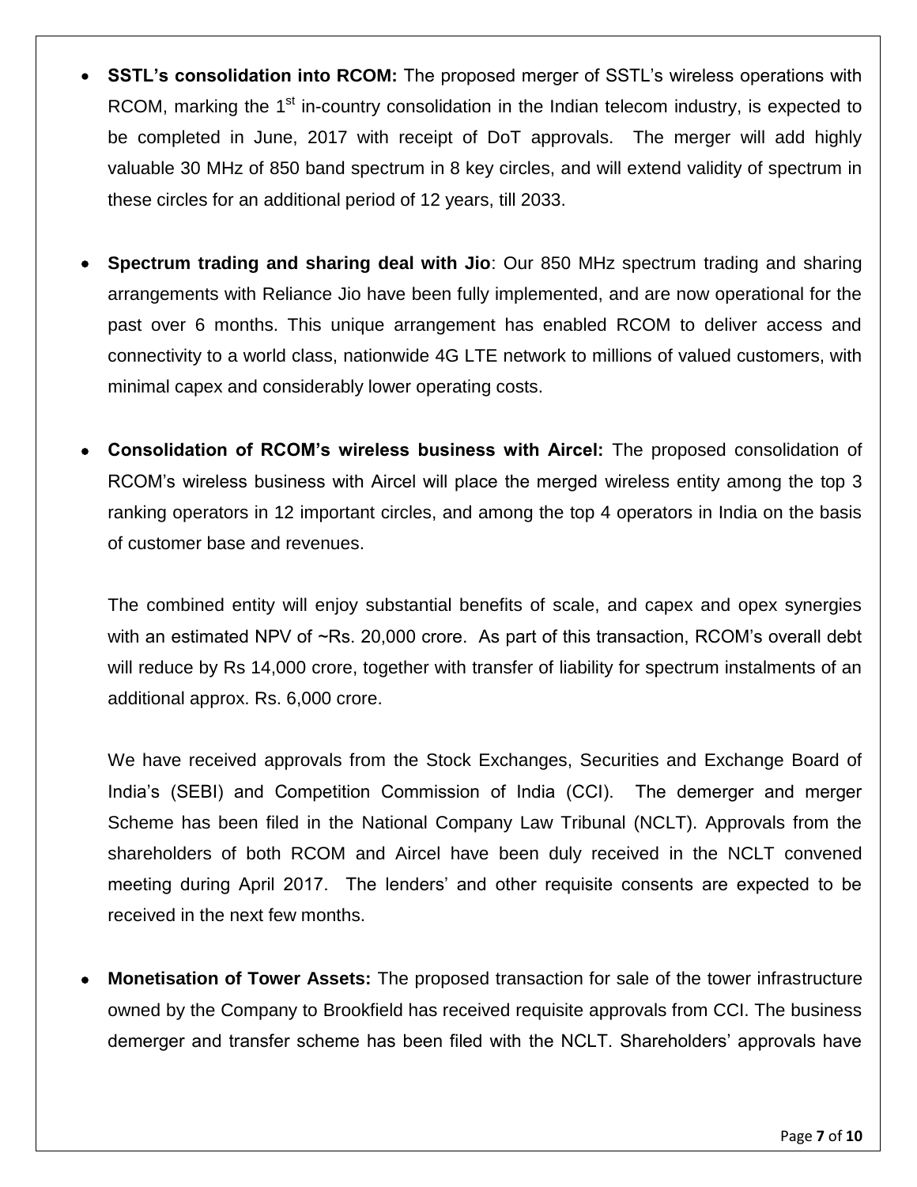- **SSTL's consolidation into RCOM:** The proposed merger of SSTL's wireless operations with RCOM, marking the 1st in-country consolidation in the Indian telecom industry, is expected to be completed in June, 2017 with receipt of DoT approvals. The merger will add highly valuable 30 MHz of 850 band spectrum in 8 key circles, and will extend validity of spectrum in these circles for an additional period of 12 years, till 2033.

- **Spectrum trading and sharing deal with Jio**: Our 850 MHz spectrum trading and sharing arrangements with Reliance Jio have been fully implemented, and are now operational for the past over 6 months. This unique arrangement has enabled RCOM to deliver access and connectivity to a world class, nationwide 4G LTE network to millions of valued customers, with minimal capex and considerably lower operating costs.

- **Consolidation of RCOM's wireless business with Aircel:** The proposed consolidation of RCOM's wireless business with Aircel will place the merged wireless entity among the top 3 ranking operators in 12 important circles, and among the top 4 operators in India on the basis of customer base and revenues.

  The combined entity will enjoy substantial benefits of scale, and capex and opex synergies with an estimated NPV of ~Rs. 20,000 crore. As part of this transaction, RCOM's overall debt will reduce by Rs 14,000 crore, together with transfer of liability for spectrum instalments of an additional approx. Rs. 6,000 crore.

  We have received approvals from the Stock Exchanges, Securities and Exchange Board of India's (SEBI) and Competition Commission of India (CCI). The demerger and merger Scheme has been filed in the National Company Law Tribunal (NCLT). Approvals from the shareholders of both RCOM and Aircel have been duly received in the NCLT convened meeting during April 2017. The lenders' and other requisite consents are expected to be received in the next few months.

- **Monetisation of Tower Assets:** The proposed transaction for sale of the tower infrastructure owned by the Company to Brookfield has received requisite approvals from CCI. The business demerger and transfer scheme has been filed with the NCLT. Shareholders' approvals have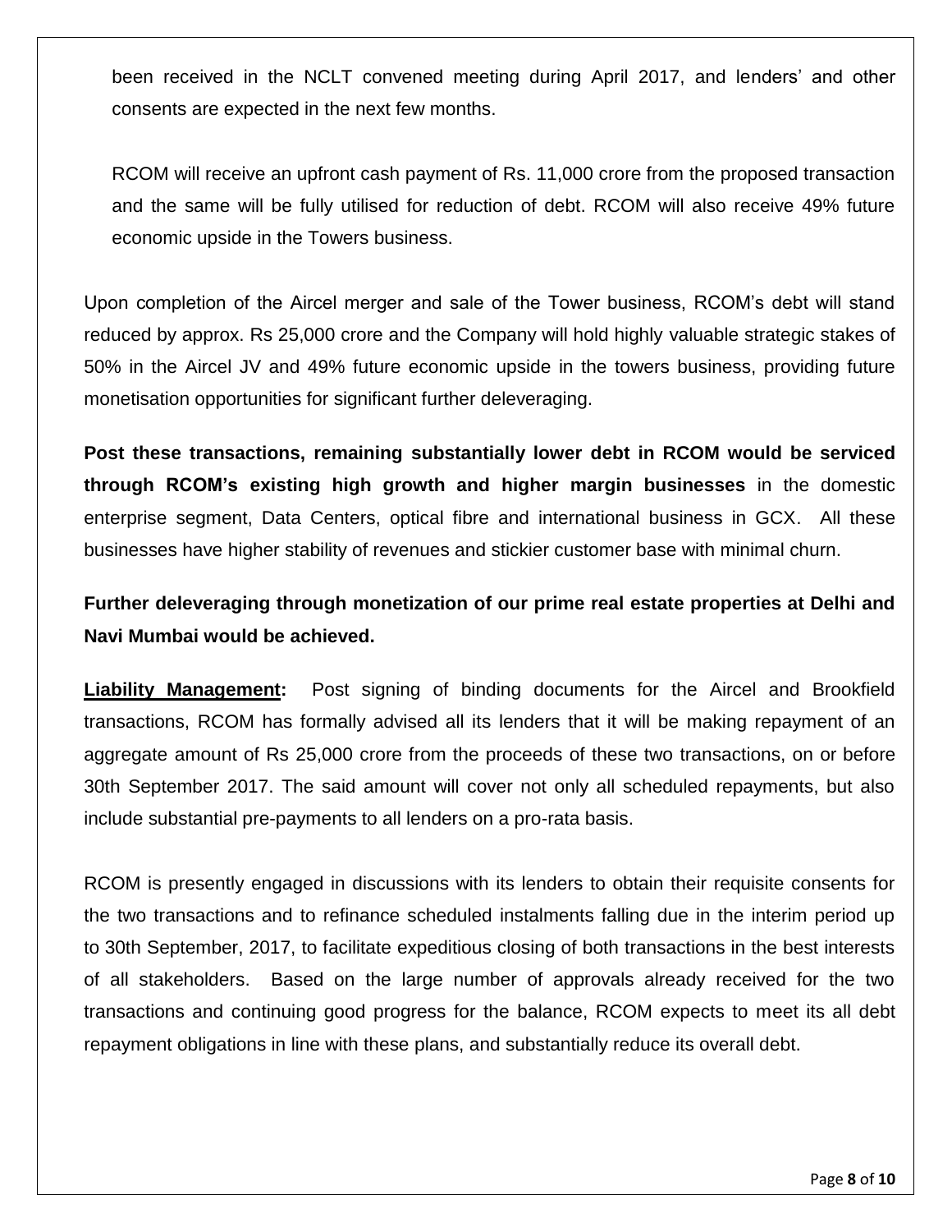been received in the NCLT convened meeting during April 2017, and lenders' and other consents are expected in the next few months.

RCOM will receive an upfront cash payment of Rs. 11,000 crore from the proposed transaction and the same will be fully utilised for reduction of debt. RCOM will also receive 49% future economic upside in the Towers business.

Upon completion of the Aircel merger and sale of the Tower business, RCOM's debt will stand reduced by approx. Rs 25,000 crore and the Company will hold highly valuable strategic stakes of 50% in the Aircel JV and 49% future economic upside in the towers business, providing future monetisation opportunities for significant further deleveraging.

**Post these transactions, remaining substantially lower debt in RCOM would be serviced through RCOM's existing high growth and higher margin businesses** in the domestic enterprise segment, Data Centers, optical fibre and international business in GCX. All these businesses have higher stability of revenues and stickier customer base with minimal churn.

**Further deleveraging through monetization of our prime real estate properties at Delhi and Navi Mumbai would be achieved.**

**Liability Management:** Post signing of binding documents for the Aircel and Brookfield transactions, RCOM has formally advised all its lenders that it will be making repayment of an aggregate amount of Rs 25,000 crore from the proceeds of these two transactions, on or before 30th September 2017. The said amount will cover not only all scheduled repayments, but also include substantial pre-payments to all lenders on a pro-rata basis.

RCOM is presently engaged in discussions with its lenders to obtain their requisite consents for the two transactions and to refinance scheduled instalments falling due in the interim period up to 30th September, 2017, to facilitate expeditious closing of both transactions in the best interests of all stakeholders. Based on the large number of approvals already received for the two transactions and continuing good progress for the balance, RCOM expects to meet its all debt repayment obligations in line with these plans, and substantially reduce its overall debt.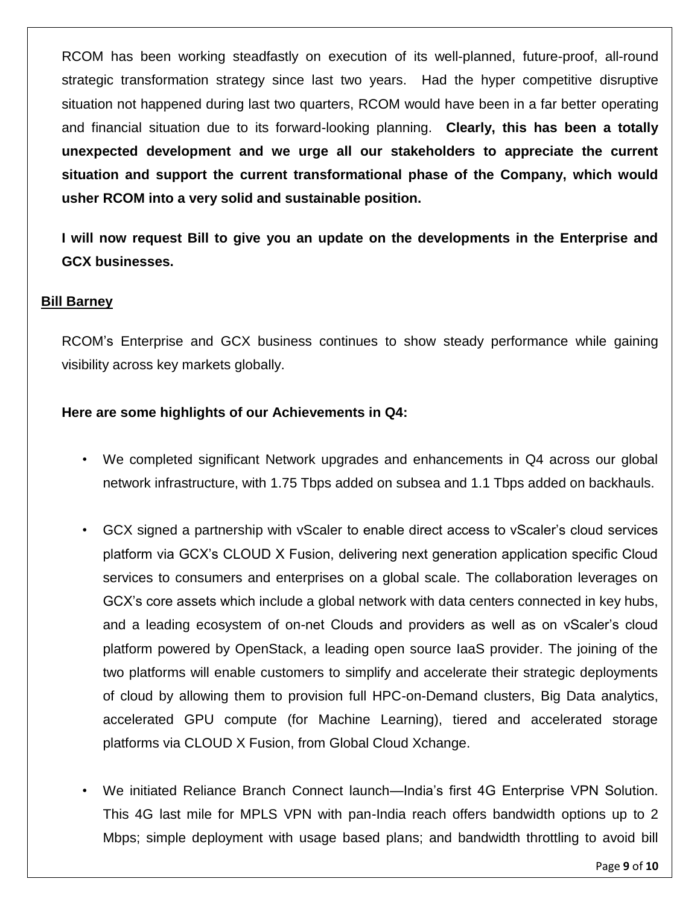RCOM has been working steadfastly on execution of its well-planned, future-proof, all-round strategic transformation strategy since last two years. Had the hyper competitive disruptive situation not happened during last two quarters, RCOM would have been in a far better operating and financial situation due to its forward-looking planning. **Clearly, this has been a totally unexpected development and we urge all our stakeholders to appreciate the current situation and support the current transformational phase of the Company, which would usher RCOM into a very solid and sustainable position.**

**I will now request Bill to give you an update on the developments in the Enterprise and GCX businesses.**

**Bill Barney**

RCOM's Enterprise and GCX business continues to show steady performance while gaining visibility across key markets globally.

**Here are some highlights of our Achievements in Q4:**

- We completed significant Network upgrades and enhancements in Q4 across our global network infrastructure, with 1.75 Tbps added on subsea and 1.1 Tbps added on backhauls.
- GCX signed a partnership with vScaler to enable direct access to vScaler's cloud services platform via GCX's CLOUD X Fusion, delivering next generation application specific Cloud services to consumers and enterprises on a global scale. The collaboration leverages on GCX's core assets which include a global network with data centers connected in key hubs, and a leading ecosystem of on-net Clouds and providers as well as on vScaler's cloud platform powered by OpenStack, a leading open source IaaS provider. The joining of the two platforms will enable customers to simplify and accelerate their strategic deployments of cloud by allowing them to provision full HPC-on-Demand clusters, Big Data analytics, accelerated GPU compute (for Machine Learning), tiered and accelerated storage platforms via CLOUD X Fusion, from Global Cloud Xchange.
- We initiated Reliance Branch Connect launch—India's first 4G Enterprise VPN Solution. This 4G last mile for MPLS VPN with pan-India reach offers bandwidth options up to 2 Mbps; simple deployment with usage based plans; and bandwidth throttling to avoid bill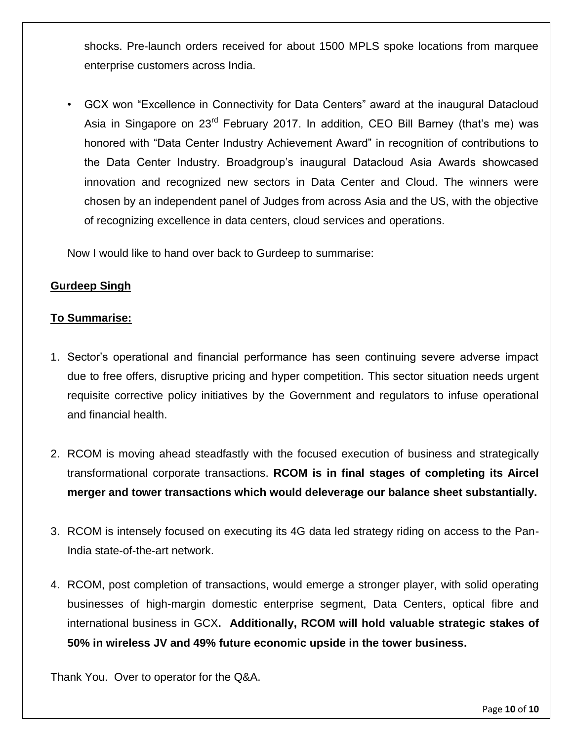shocks. Pre-launch orders received for about 1500 MPLS spoke locations from marquee enterprise customers across India.

- GCX won "Excellence in Connectivity for Data Centers" award at the inaugural Datacloud Asia in Singapore on 23rd February 2017. In addition, CEO Bill Barney (that's me) was honored with "Data Center Industry Achievement Award" in recognition of contributions to the Data Center Industry. Broadgroup's inaugural Datacloud Asia Awards showcased innovation and recognized new sectors in Data Center and Cloud. The winners were chosen by an independent panel of Judges from across Asia and the US, with the objective of recognizing excellence in data centers, cloud services and operations.

Now I would like to hand over back to Gurdeep to summarise:

**Gurdeep Singh**

**To Summarise:**

1. Sector's operational and financial performance has seen continuing severe adverse impact due to free offers, disruptive pricing and hyper competition. This sector situation needs urgent requisite corrective policy initiatives by the Government and regulators to infuse operational and financial health.

2. RCOM is moving ahead steadfastly with the focused execution of business and strategically transformational corporate transactions. **RCOM is in final stages of completing its Aircel merger and tower transactions which would deleverage our balance sheet substantially.**

3. RCOM is intensely focused on executing its 4G data led strategy riding on access to the Pan-India state-of-the-art network.

4. RCOM, post completion of transactions, would emerge a stronger player, with solid operating businesses of high-margin domestic enterprise segment, Data Centers, optical fibre and international business in GCX**. Additionally, RCOM will hold valuable strategic stakes of 50% in wireless JV and 49% future economic upside in the tower business.**

Thank You. Over to operator for the Q&A.